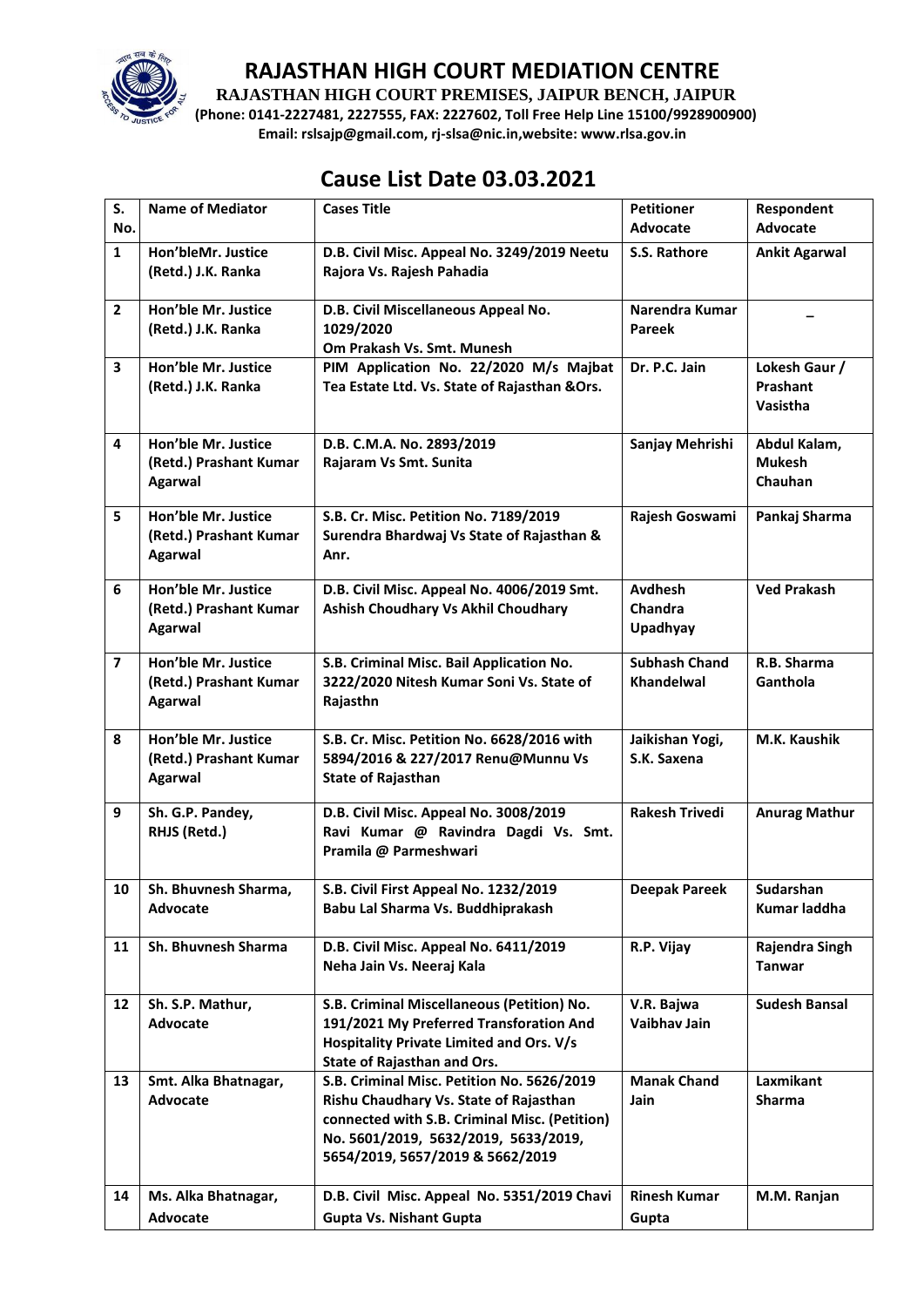# RAJASTHAN HIGH COURT MEDIATION CENTRE

**RAJASTHAN HIGH COURT PREMISES, JAIPUR BENCH, JAIPUR**

**(Phone: 0141-2227481, 2227555, FAX: 2227602, Toll Free Help Line 15100/9928900900)**

**Email: rslsajp@gmail.com, rj-slsa@nic.in,website: www.rlsa.gov.in**

## Cause List Date 03.03.2021

| S. No. | Name of Mediator | Cases Title | Petitioner Advocate | Respondent Advocate |
|---|---|---|---|---|
| 1 | Hon'bleMr. Justice (Retd.) J.K. Ranka | D.B. Civil Misc. Appeal No. 3249/2019 Neetu Rajora Vs. Rajesh Pahadia | S.S. Rathore | Ankit Agarwal |
| 2 | Hon'ble Mr. Justice (Retd.) J.K. Ranka | D.B. Civil Miscellaneous Appeal No. 1029/2020 Om Prakash Vs. Smt. Munesh | Narendra Kumar Pareek | – |
| 3 | Hon'ble Mr. Justice (Retd.) J.K. Ranka | PIM Application No. 22/2020 M/s Majbat Tea Estate Ltd. Vs. State of Rajasthan &Ors. | Dr. P.C. Jain | Lokesh Gaur / Prashant Vasistha |
| 4 | Hon'ble Mr. Justice (Retd.) Prashant Kumar Agarwal | D.B. C.M.A. No. 2893/2019 Rajaram Vs Smt. Sunita | Sanjay Mehrishi | Abdul Kalam, Mukesh Chauhan |
| 5 | Hon'ble Mr. Justice (Retd.) Prashant Kumar Agarwal | S.B. Cr. Misc. Petition No. 7189/2019 Surendra Bhardwaj Vs State of Rajasthan & Anr. | Rajesh Goswami | Pankaj Sharma |
| 6 | Hon'ble Mr. Justice (Retd.) Prashant Kumar Agarwal | D.B. Civil Misc. Appeal No. 4006/2019 Smt. Ashish Choudhary Vs Akhil Choudhary | Avdhesh Chandra Upadhyay | Ved Prakash |
| 7 | Hon'ble Mr. Justice (Retd.) Prashant Kumar Agarwal | S.B. Criminal Misc. Bail Application No. 3222/2020 Nitesh Kumar Soni Vs. State of Rajasthn | Subhash Chand Khandelwal | R.B. Sharma Ganthola |
| 8 | Hon'ble Mr. Justice (Retd.) Prashant Kumar Agarwal | S.B. Cr. Misc. Petition No. 6628/2016 with 5894/2016 & 227/2017 Renu@Munnu Vs State of Rajasthan | Jaikishan Yogi, S.K. Saxena | M.K. Kaushik |
| 9 | Sh. G.P. Pandey, RHJS (Retd.) | D.B. Civil Misc. Appeal No. 3008/2019 Ravi Kumar @ Ravindra Dagdi Vs. Smt. Pramila @ Parmeshwari | Rakesh Trivedi | Anurag Mathur |
| 10 | Sh. Bhuvnesh Sharma, Advocate | S.B. Civil First Appeal No. 1232/2019 Babu Lal Sharma Vs. Buddhiprakash | Deepak Pareek | Sudarshan Kumar laddha |
| 11 | Sh. Bhuvnesh Sharma | D.B. Civil Misc. Appeal No. 6411/2019 Neha Jain Vs. Neeraj Kala | R.P. Vijay | Rajendra Singh Tanwar |
| 12 | Sh. S.P. Mathur, Advocate | S.B. Criminal Miscellaneous (Petition) No. 191/2021 My Preferred Transforation And Hospitality Private Limited and Ors. V/s State of Rajasthan and Ors. | V.R. Bajwa Vaibhav Jain | Sudesh Bansal |
| 13 | Smt. Alka Bhatnagar, Advocate | S.B. Criminal Misc. Petition No. 5626/2019 Rishu Chaudhary Vs. State of Rajasthan connected with S.B. Criminal Misc. (Petition) No. 5601/2019, 5632/2019, 5633/2019, 5654/2019, 5657/2019 & 5662/2019 | Manak Chand Jain | Laxmikant Sharma |
| 14 | Ms. Alka Bhatnagar, Advocate | D.B. Civil Misc. Appeal No. 5351/2019 Chavi Gupta Vs. Nishant Gupta | Rinesh Kumar Gupta | M.M. Ranjan |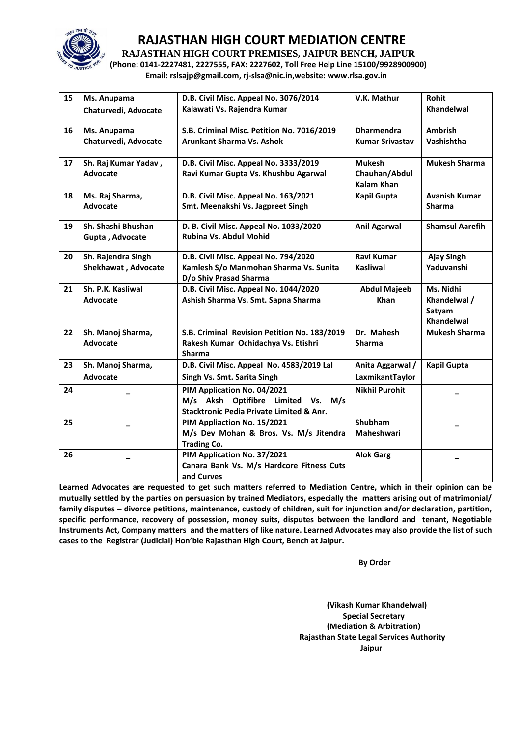# RAJASTHAN HIGH COURT MEDIATION CENTRE

**RAJASTHAN HIGH COURT PREMISES, JAIPUR BENCH, JAIPUR**

**(Phone: 0141-2227481, 2227555, FAX: 2227602, Toll Free Help Line 15100/9928900900)**

**Email: rslsajp@gmail.com, rj-slsa@nic.in,website: www.rlsa.gov.in**

| | | | | |
|---|---|---|---|---|
| **15** | **Ms. Anupama Chaturvedi, Advocate** | **D.B. Civil Misc. Appeal No. 3076/2014 Kalawati Vs. Rajendra Kumar** | **V.K. Mathur** | **Rohit Khandelwal** |
| **16** | **Ms. Anupama Chaturvedi, Advocate** | **S.B. Criminal Misc. Petition No. 7016/2019 Arunkant Sharma Vs. Ashok** | **Dharmendra Kumar Srivastav** | **Ambrish Vashishtha** |
| **17** | **Sh. Raj Kumar Yadav , Advocate** | **D.B. Civil Misc. Appeal No. 3333/2019 Ravi Kumar Gupta Vs. Khushbu Agarwal** | **Mukesh Chauhan/Abdul Kalam Khan** | **Mukesh Sharma** |
| **18** | **Ms. Raj Sharma, Advocate** | **D.B. Civil Misc. Appeal No. 163/2021 Smt. Meenakshi Vs. Jagpreet Singh** | **Kapil Gupta** | **Avanish Kumar Sharma** |
| **19** | **Sh. Shashi Bhushan Gupta , Advocate** | **D. B. Civil Misc. Appeal No. 1033/2020 Rubina Vs. Abdul Mohid** | **Anil Agarwal** | **Shamsul Aarefih** |
| **20** | **Sh. Rajendra Singh Shekhawat , Advocate** | **D.B. Civil Misc. Appeal No. 794/2020 Kamlesh S/o Manmohan Sharma Vs. Sunita D/o Shiv Prasad Sharma** | **Ravi Kumar Kasliwal** | **Ajay Singh Yaduvanshi** |
| **21** | **Sh. P.K. Kasliwal Advocate** | **D.B. Civil Misc. Appeal No. 1044/2020 Ashish Sharma Vs. Smt. Sapna Sharma** | **Abdul Majeeb Khan** | **Ms. Nidhi Khandelwal / Satyam Khandelwal** |
| **22** | **Sh. Manoj Sharma, Advocate** | **S.B. Criminal Revision Petition No. 183/2019 Rakesh Kumar Ochidachya Vs. Etishri Sharma** | **Dr. Mahesh Sharma** | **Mukesh Sharma** |
| **23** | **Sh. Manoj Sharma, Advocate** | **D.B. Civil Misc. Appeal No. 4583/2019 Lal Singh Vs. Smt. Sarita Singh** | **Anita Aggarwal / LaxmikantTaylor** | **Kapil Gupta** |
| **24** | **–** | **PIM Application No. 04/2021 M/s Aksh Optifibre Limited Vs. M/s Stacktronic Pedia Private Limited & Anr.** | **Nikhil Purohit** | **–** |
| **25** | **–** | **PIM Appliaction No. 15/2021 M/s Dev Mohan & Bros. Vs. M/s Jitendra Trading Co.** | **Shubham Maheshwari** | **–** |
| **26** | **–** | **PIM Application No. 37/2021 Canara Bank Vs. M/s Hardcore Fitness Cuts and Curves** | **Alok Garg** | **–** |

**Learned Advocates are requested to get such matters referred to Mediation Centre, which in their opinion can be mutually settled by the parties on persuasion by trained Mediators, especially the matters arising out of matrimonial/ family disputes – divorce petitions, maintenance, custody of children, suit for injunction and/or declaration, partition, specific performance, recovery of possession, money suits, disputes between the landlord and tenant, Negotiable Instruments Act, Company matters and the matters of like nature. Learned Advocates may also provide the list of such cases to the Registrar (Judicial) Hon'ble Rajasthan High Court, Bench at Jaipur.**

**By Order**

**(Vikash Kumar Khandelwal)**
**Special Secretary**
**(Mediation & Arbitration)**
**Rajasthan State Legal Services Authority**
**Jaipur**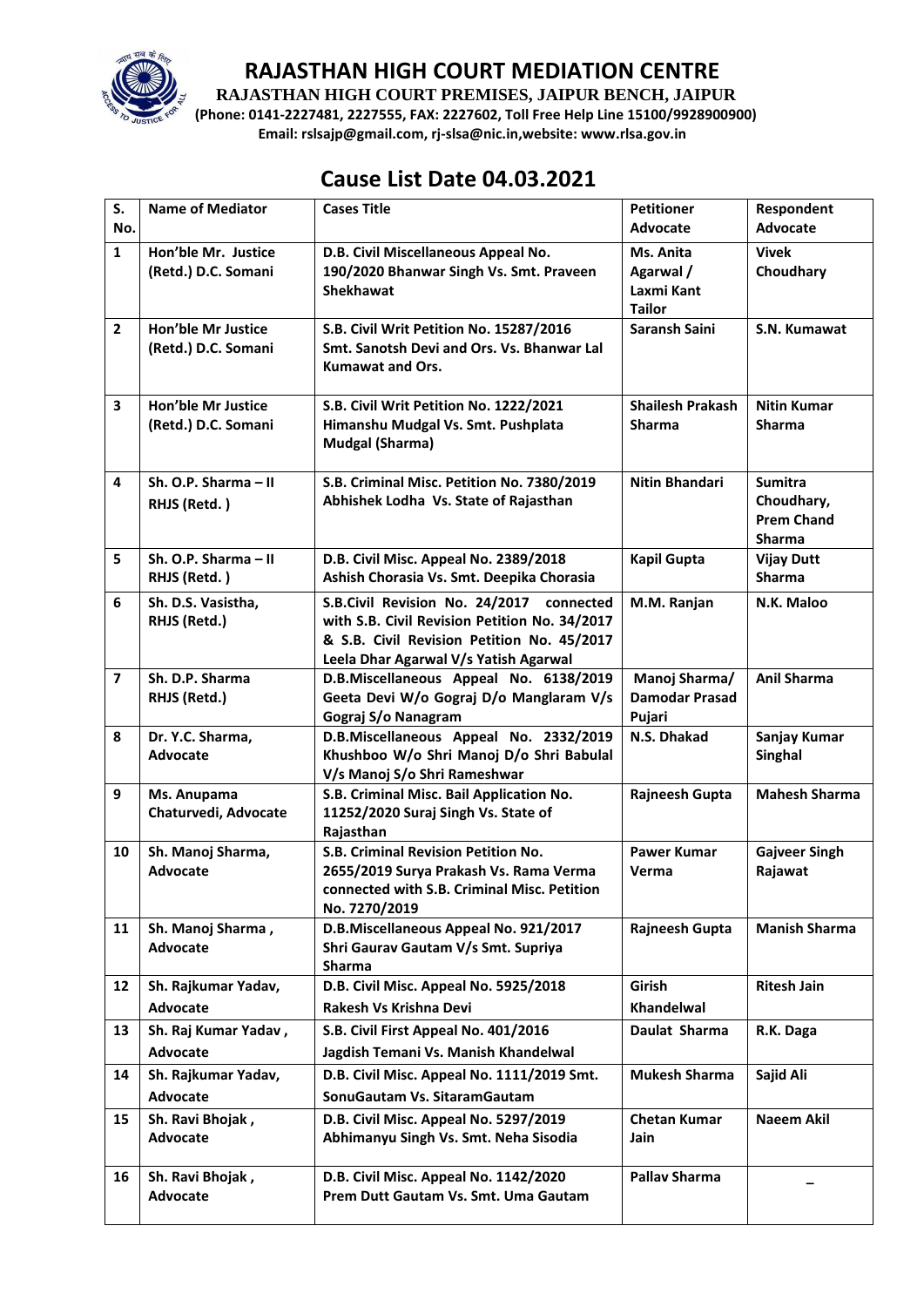# RAJASTHAN HIGH COURT MEDIATION CENTRE

**RAJASTHAN HIGH COURT PREMISES, JAIPUR BENCH, JAIPUR**

**(Phone: 0141-2227481, 2227555, FAX: 2227602, Toll Free Help Line 15100/9928900900)**

**Email: rslsajp@gmail.com, rj-slsa@nic.in,website: www.rlsa.gov.in**

## Cause List Date 04.03.2021

| S. No. | Name of Mediator | Cases Title | Petitioner Advocate | Respondent Advocate |
|---|---|---|---|---|
| 1 | Hon'ble Mr. Justice (Retd.) D.C. Somani | D.B. Civil Miscellaneous Appeal No. 190/2020 Bhanwar Singh Vs. Smt. Praveen Shekhawat | Ms. Anita Agarwal / Laxmi Kant Tailor | Vivek Choudhary |
| 2 | Hon'ble Mr Justice (Retd.) D.C. Somani | S.B. Civil Writ Petition No. 15287/2016 Smt. Sanotsh Devi and Ors. Vs. Bhanwar Lal Kumawat and Ors. | Saransh Saini | S.N. Kumawat |
| 3 | Hon'ble Mr Justice (Retd.) D.C. Somani | S.B. Civil Writ Petition No. 1222/2021 Himanshu Mudgal Vs. Smt. Pushplata Mudgal (Sharma) | Shailesh Prakash Sharma | Nitin Kumar Sharma |
| 4 | Sh. O.P. Sharma – II RHJS (Retd. ) | S.B. Criminal Misc. Petition No. 7380/2019 Abhishek Lodha Vs. State of Rajasthan | Nitin Bhandari | Sumitra Choudhary, Prem Chand Sharma |
| 5 | Sh. O.P. Sharma – II RHJS (Retd. ) | D.B. Civil Misc. Appeal No. 2389/2018 Ashish Chorasia Vs. Smt. Deepika Chorasia | Kapil Gupta | Vijay Dutt Sharma |
| 6 | Sh. D.S. Vasistha, RHJS (Retd.) | S.B.Civil Revision No. 24/2017 connected with S.B. Civil Revision Petition No. 34/2017 & S.B. Civil Revision Petition No. 45/2017 Leela Dhar Agarwal V/s Yatish Agarwal | M.M. Ranjan | N.K. Maloo |
| 7 | Sh. D.P. Sharma RHJS (Retd.) | D.B.Miscellaneous Appeal No. 6138/2019 Geeta Devi W/o Gograj D/o Manglaram V/s Gograj S/o Nanagram | Manoj Sharma/ Damodar Prasad Pujari | Anil Sharma |
| 8 | Dr. Y.C. Sharma, Advocate | D.B.Miscellaneous Appeal No. 2332/2019 Khushboo W/o Shri Manoj D/o Shri Babulal V/s Manoj S/o Shri Rameshwar | N.S. Dhakad | Sanjay Kumar Singhal |
| 9 | Ms. Anupama Chaturvedi, Advocate | S.B. Criminal Misc. Bail Application No. 11252/2020 Suraj Singh Vs. State of Rajasthan | Rajneesh Gupta | Mahesh Sharma |
| 10 | Sh. Manoj Sharma, Advocate | S.B. Criminal Revision Petition No. 2655/2019 Surya Prakash Vs. Rama Verma connected with S.B. Criminal Misc. Petition No. 7270/2019 | Pawer Kumar Verma | Gajveer Singh Rajawat |
| 11 | Sh. Manoj Sharma , Advocate | D.B.Miscellaneous Appeal No. 921/2017 Shri Gaurav Gautam V/s Smt. Supriya Sharma | Rajneesh Gupta | Manish Sharma |
| 12 | Sh. Rajkumar Yadav, Advocate | D.B. Civil Misc. Appeal No. 5925/2018 Rakesh Vs Krishna Devi | Girish Khandelwal | Ritesh Jain |
| 13 | Sh. Raj Kumar Yadav , Advocate | S.B. Civil First Appeal No. 401/2016 Jagdish Temani Vs. Manish Khandelwal | Daulat Sharma | R.K. Daga |
| 14 | Sh. Rajkumar Yadav, Advocate | D.B. Civil Misc. Appeal No. 1111/2019 Smt. SonuGautam Vs. SitaramGautam | Mukesh Sharma | Sajid Ali |
| 15 | Sh. Ravi Bhojak , Advocate | D.B. Civil Misc. Appeal No. 5297/2019 Abhimanyu Singh Vs. Smt. Neha Sisodia | Chetan Kumar Jain | Naeem Akil |
| 16 | Sh. Ravi Bhojak , Advocate | D.B. Civil Misc. Appeal No. 1142/2020 Prem Dutt Gautam Vs. Smt. Uma Gautam | Pallav Sharma | – |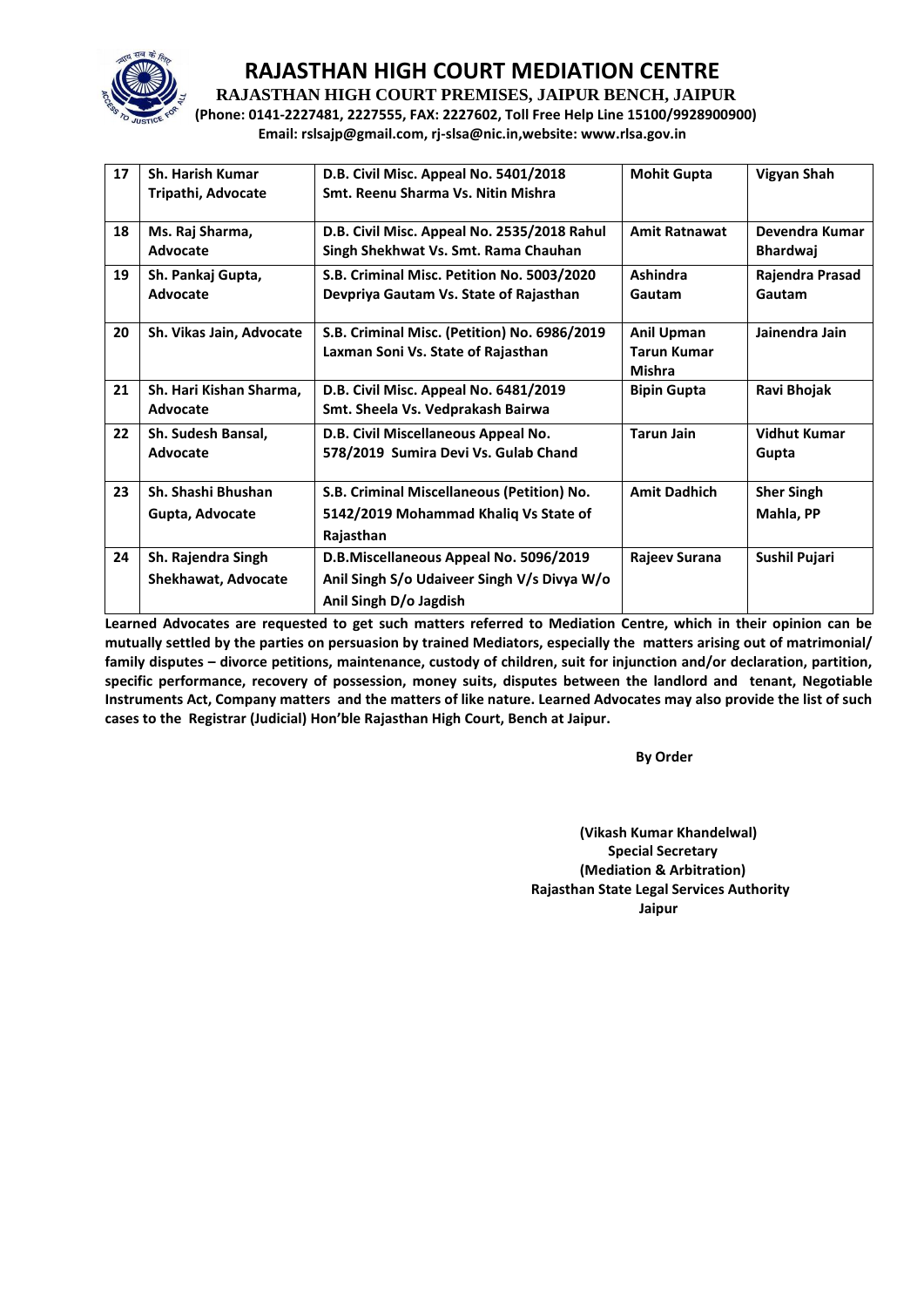# RAJASTHAN HIGH COURT MEDIATION CENTRE

**RAJASTHAN HIGH COURT PREMISES, JAIPUR BENCH, JAIPUR**

**(Phone: 0141-2227481, 2227555, FAX: 2227602, Toll Free Help Line 15100/9928900900)**

**Email: rslsajp@gmail.com, rj-slsa@nic.in,website: www.rlsa.gov.in**

| 17 | Sh. Harish Kumar Tripathi, Advocate | D.B. Civil Misc. Appeal No. 5401/2018 Smt. Reenu Sharma Vs. Nitin Mishra | Mohit Gupta | Vigyan Shah |
|---|---|---|---|---|
| 18 | Ms. Raj Sharma, Advocate | D.B. Civil Misc. Appeal No. 2535/2018 Rahul Singh Shekhwat Vs. Smt. Rama Chauhan | Amit Ratnawat | Devendra Kumar Bhardwaj |
| 19 | Sh. Pankaj Gupta, Advocate | S.B. Criminal Misc. Petition No. 5003/2020 Devpriya Gautam Vs. State of Rajasthan | Ashindra Gautam | Rajendra Prasad Gautam |
| 20 | Sh. Vikas Jain, Advocate | S.B. Criminal Misc. (Petition) No. 6986/2019 Laxman Soni Vs. State of Rajasthan | Anil Upman Tarun Kumar Mishra | Jainendra Jain |
| 21 | Sh. Hari Kishan Sharma, Advocate | D.B. Civil Misc. Appeal No. 6481/2019 Smt. Sheela Vs. Vedprakash Bairwa | Bipin Gupta | Ravi Bhojak |
| 22 | Sh. Sudesh Bansal, Advocate | D.B. Civil Miscellaneous Appeal No. 578/2019 Sumira Devi Vs. Gulab Chand | Tarun Jain | Vidhut Kumar Gupta |
| 23 | Sh. Shashi Bhushan Gupta, Advocate | S.B. Criminal Miscellaneous (Petition) No. 5142/2019 Mohammad Khaliq Vs State of Rajasthan | Amit Dadhich | Sher Singh Mahla, PP |
| 24 | Sh. Rajendra Singh Shekhawat, Advocate | D.B.Miscellaneous Appeal No. 5096/2019 Anil Singh S/o Udaiveer Singh V/s Divya W/o Anil Singh D/o Jagdish | Rajeev Surana | Sushil Pujari |

**Learned Advocates are requested to get such matters referred to Mediation Centre, which in their opinion can be mutually settled by the parties on persuasion by trained Mediators, especially the matters arising out of matrimonial/ family disputes – divorce petitions, maintenance, custody of children, suit for injunction and/or declaration, partition, specific performance, recovery of possession, money suits, disputes between the landlord and tenant, Negotiable Instruments Act, Company matters and the matters of like nature. Learned Advocates may also provide the list of such cases to the Registrar (Judicial) Hon'ble Rajasthan High Court, Bench at Jaipur.**

**By Order**

**(Vikash Kumar Khandelwal)**
**Special Secretary**
**(Mediation & Arbitration)**
**Rajasthan State Legal Services Authority**
**Jaipur**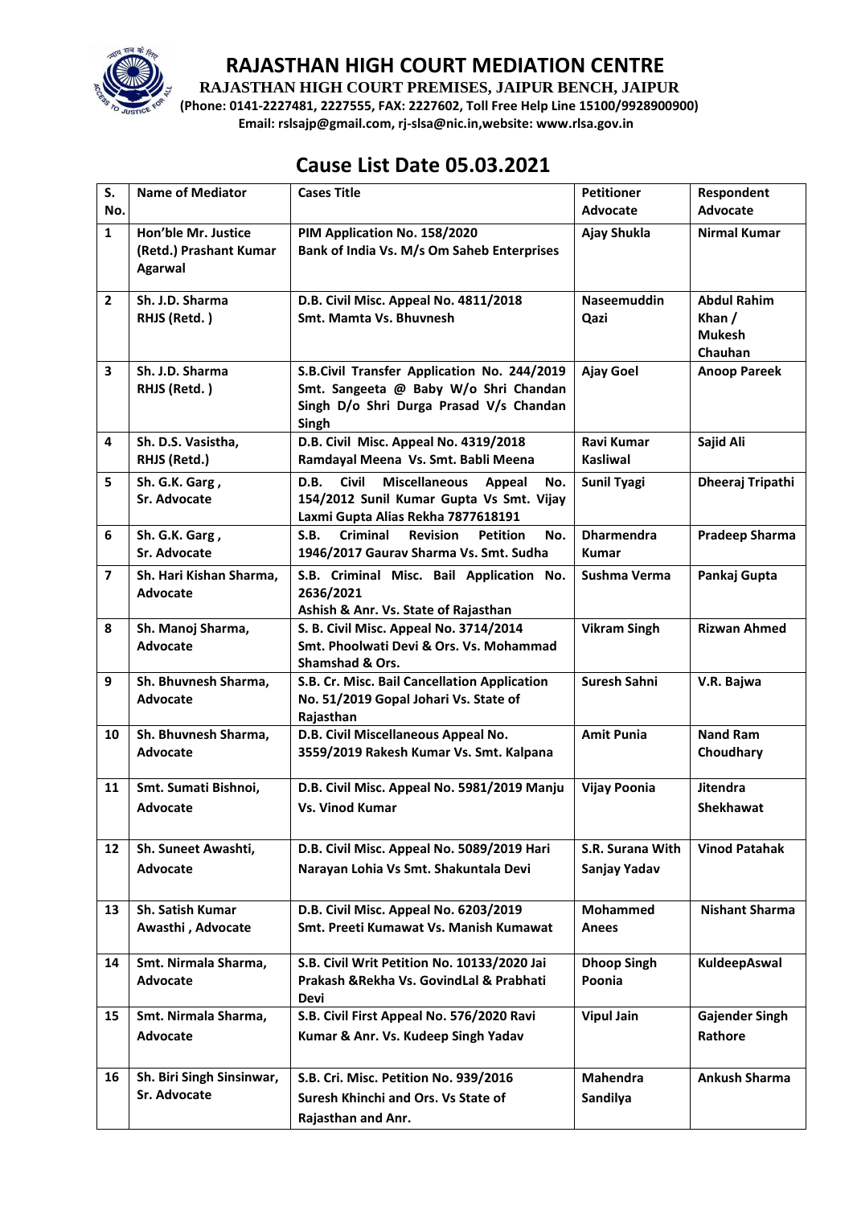# RAJASTHAN HIGH COURT MEDIATION CENTRE

**RAJASTHAN HIGH COURT PREMISES, JAIPUR BENCH, JAIPUR**

**(Phone: 0141-2227481, 2227555, FAX: 2227602, Toll Free Help Line 15100/9928900900)**

**Email: rslsajp@gmail.com, rj-slsa@nic.in,website: www.rlsa.gov.in**

## Cause List Date 05.03.2021

| S. No. | Name of Mediator | Cases Title | Petitioner Advocate | Respondent Advocate |
|---|---|---|---|---|
| 1 | Hon'ble Mr. Justice (Retd.) Prashant Kumar Agarwal | PIM Application No. 158/2020 Bank of India Vs. M/s Om Saheb Enterprises | Ajay Shukla | Nirmal Kumar |
| 2 | Sh. J.D. Sharma RHJS (Retd. ) | D.B. Civil Misc. Appeal No. 4811/2018 Smt. Mamta Vs. Bhuvnesh | Naseemuddin Qazi | Abdul Rahim Khan / Mukesh Chauhan |
| 3 | Sh. J.D. Sharma RHJS (Retd. ) | S.B.Civil Transfer Application No. 244/2019 Smt. Sangeeta @ Baby W/o Shri Chandan Singh D/o Shri Durga Prasad V/s Chandan Singh | Ajay Goel | Anoop Pareek |
| 4 | Sh. D.S. Vasistha, RHJS (Retd.) | D.B. Civil Misc. Appeal No. 4319/2018 Ramdayal Meena Vs. Smt. Babli Meena | Ravi Kumar Kasliwal | Sajid Ali |
| 5 | Sh. G.K. Garg , Sr. Advocate | D.B. Civil Miscellaneous Appeal No. 154/2012 Sunil Kumar Gupta Vs Smt. Vijay Laxmi Gupta Alias Rekha 7877618191 | Sunil Tyagi | Dheeraj Tripathi |
| 6 | Sh. G.K. Garg , Sr. Advocate | S.B. Criminal Revision Petition No. 1946/2017 Gaurav Sharma Vs. Smt. Sudha | Dharmendra Kumar | Pradeep Sharma |
| 7 | Sh. Hari Kishan Sharma, Advocate | S.B. Criminal Misc. Bail Application No. 2636/2021 Ashish & Anr. Vs. State of Rajasthan | Sushma Verma | Pankaj Gupta |
| 8 | Sh. Manoj Sharma, Advocate | S. B. Civil Misc. Appeal No. 3714/2014 Smt. Phoolwati Devi & Ors. Vs. Mohammad Shamshad & Ors. | Vikram Singh | Rizwan Ahmed |
| 9 | Sh. Bhuvnesh Sharma, Advocate | S.B. Cr. Misc. Bail Cancellation Application No. 51/2019 Gopal Johari Vs. State of Rajasthan | Suresh Sahni | V.R. Bajwa |
| 10 | Sh. Bhuvnesh Sharma, Advocate | D.B. Civil Miscellaneous Appeal No. 3559/2019 Rakesh Kumar Vs. Smt. Kalpana | Amit Punia | Nand Ram Choudhary |
| 11 | Smt. Sumati Bishnoi, Advocate | D.B. Civil Misc. Appeal No. 5981/2019 Manju Vs. Vinod Kumar | Vijay Poonia | Jitendra Shekhawat |
| 12 | Sh. Suneet Awashti, Advocate | D.B. Civil Misc. Appeal No. 5089/2019 Hari Narayan Lohia Vs Smt. Shakuntala Devi | S.R. Surana With Sanjay Yadav | Vinod Patahak |
| 13 | Sh. Satish Kumar Awasthi , Advocate | D.B. Civil Misc. Appeal No. 6203/2019 Smt. Preeti Kumawat Vs. Manish Kumawat | Mohammed Anees | Nishant Sharma |
| 14 | Smt. Nirmala Sharma, Advocate | S.B. Civil Writ Petition No. 10133/2020 Jai Prakash &Rekha Vs. GovindLal & Prabhati Devi | Dhoop Singh Poonia | KuldeepAswal |
| 15 | Smt. Nirmala Sharma, Advocate | S.B. Civil First Appeal No. 576/2020 Ravi Kumar & Anr. Vs. Kudeep Singh Yadav | Vipul Jain | Gajender Singh Rathore |
| 16 | Sh. Biri Singh Sinsinwar, Sr. Advocate | S.B. Cri. Misc. Petition No. 939/2016 Suresh Khinchi and Ors. Vs State of Rajasthan and Anr. | Mahendra Sandilya | Ankush Sharma |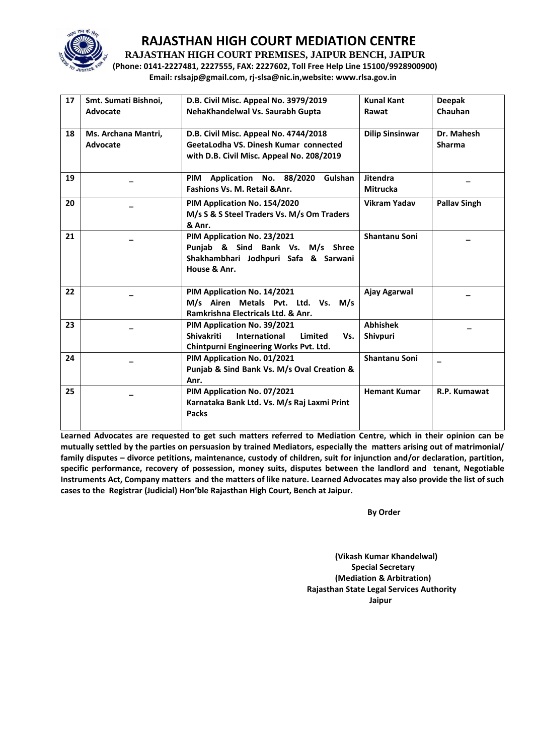# RAJASTHAN HIGH COURT MEDIATION CENTRE

**RAJASTHAN HIGH COURT PREMISES, JAIPUR BENCH, JAIPUR**

**(Phone: 0141-2227481, 2227555, FAX: 2227602, Toll Free Help Line 15100/9928900900)**

**Email: rslsajp@gmail.com, rj-slsa@nic.in,website: www.rlsa.gov.in**

| | | | | |
|---|---|---|---|---|
| **17** | **Smt. Sumati Bishnoi, Advocate** | **D.B. Civil Misc. Appeal No. 3979/2019 NehaKhandelwal Vs. Saurabh Gupta** | **Kunal Kant Rawat** | **Deepak Chauhan** |
| **18** | **Ms. Archana Mantri, Advocate** | **D.B. Civil Misc. Appeal No. 4744/2018 GeetaLodha VS. Dinesh Kumar connected with D.B. Civil Misc. Appeal No. 208/2019** | **Dilip Sinsinwar** | **Dr. Mahesh Sharma** |
| **19** | – | **PIM Application No. 88/2020 Gulshan Fashions Vs. M. Retail &Anr.** | **Jitendra Mitrucka** | – |
| **20** | – | **PIM Application No. 154/2020 M/s S & S Steel Traders Vs. M/s Om Traders & Anr.** | **Vikram Yadav** | **Pallav Singh** |
| **21** | – | **PIM Application No. 23/2021 Punjab & Sind Bank Vs. M/s Shree Shakhambhari Jodhpuri Safa & Sarwani House & Anr.** | **Shantanu Soni** | – |
| **22** | – | **PIM Application No. 14/2021 M/s Airen Metals Pvt. Ltd. Vs. M/s Ramkrishna Electricals Ltd. & Anr.** | **Ajay Agarwal** | – |
| **23** | – | **PIM Application No. 39/2021 Shivakriti International Limited Vs. Chintpurni Engineering Works Pvt. Ltd.** | **Abhishek Shivpuri** | – |
| **24** | – | **PIM Application No. 01/2021 Punjab & Sind Bank Vs. M/s Oval Creation & Anr.** | **Shantanu Soni** | – |
| **25** | – | **PIM Application No. 07/2021 Karnataka Bank Ltd. Vs. M/s Raj Laxmi Print Packs** | **Hemant Kumar** | **R.P. Kumawat** |

**Learned Advocates are requested to get such matters referred to Mediation Centre, which in their opinion can be mutually settled by the parties on persuasion by trained Mediators, especially the matters arising out of matrimonial/ family disputes – divorce petitions, maintenance, custody of children, suit for injunction and/or declaration, partition, specific performance, recovery of possession, money suits, disputes between the landlord and tenant, Negotiable Instruments Act, Company matters and the matters of like nature. Learned Advocates may also provide the list of such cases to the Registrar (Judicial) Hon'ble Rajasthan High Court, Bench at Jaipur.**

**By Order**

**(Vikash Kumar Khandelwal)**
**Special Secretary**
**(Mediation & Arbitration)**
**Rajasthan State Legal Services Authority**
**Jaipur**